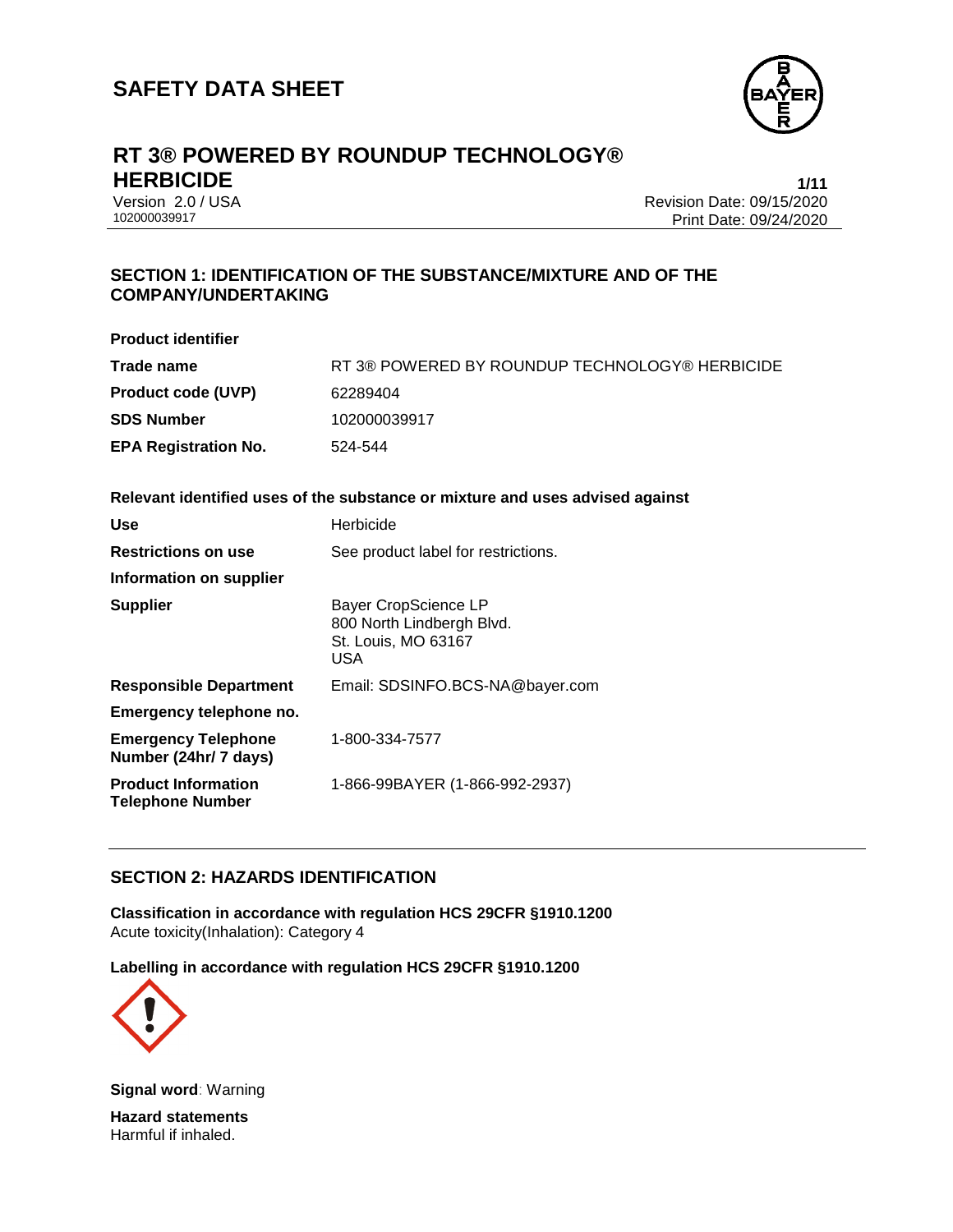# SAFETY DATA SHEET

## RT 3® POWERED BY ROUNDUP TECHNOLOGY® HERBICIDE

Version 2.0 / USA
102000039917

Revision Date: 09/15/2020
Print Date: 09/24/2020

## SECTION 1: IDENTIFICATION OF THE SUBSTANCE/MIXTURE AND OF THE COMPANY/UNDERTAKING

**Product identifier**

| | |
|---|---|
| **Trade name** | RT 3® POWERED BY ROUNDUP TECHNOLOGY® HERBICIDE |
| **Product code (UVP)** | 62289404 |
| **SDS Number** | 102000039917 |
| **EPA Registration No.** | 524-544 |

**Relevant identified uses of the substance or mixture and uses advised against**

| | |
|---|---|
| **Use** | Herbicide |
| **Restrictions on use** | See product label for restrictions. |
| **Information on supplier** | |
| **Supplier** | Bayer CropScience LP<br>800 North Lindbergh Blvd.<br>St. Louis, MO 63167<br>USA |
| **Responsible Department** | Email: SDSINFO.BCS-NA@bayer.com |
| **Emergency telephone no.** | |
| **Emergency Telephone Number (24hr/ 7 days)** | 1-800-334-7577 |
| **Product Information Telephone Number** | 1-866-99BAYER (1-866-992-2937) |

## SECTION 2: HAZARDS IDENTIFICATION

**Classification in accordance with regulation HCS 29CFR §1910.1200**
Acute toxicity(Inhalation): Category 4

**Labelling in accordance with regulation HCS 29CFR §1910.1200**

**Signal word**: Warning

**Hazard statements**
Harmful if inhaled.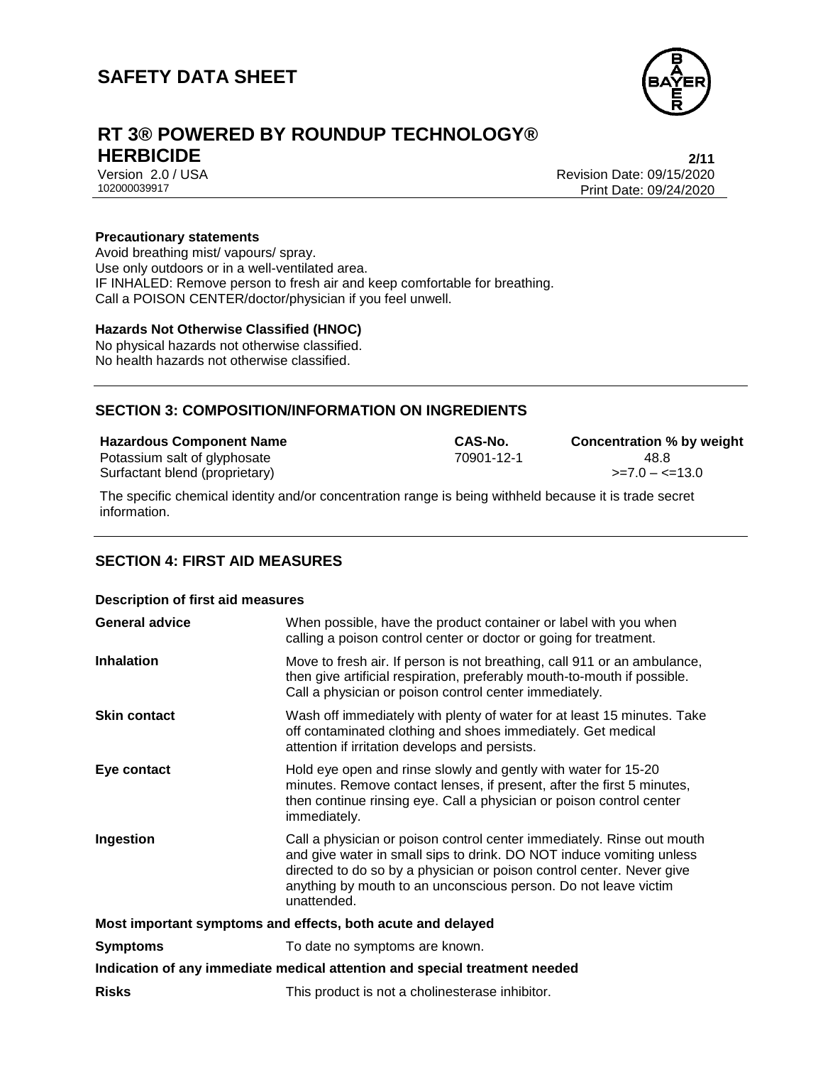**Precautionary statements**

Avoid breathing mist/ vapours/ spray.
Use only outdoors or in a well-ventilated area.
IF INHALED: Remove person to fresh air and keep comfortable for breathing.
Call a POISON CENTER/doctor/physician if you feel unwell.

**Hazards Not Otherwise Classified (HNOC)**

No physical hazards not otherwise classified.
No health hazards not otherwise classified.

## SECTION 3: COMPOSITION/INFORMATION ON INGREDIENTS

| Hazardous Component Name | CAS-No. | Concentration % by weight |
|---|---|---|
| Potassium salt of glyphosate | 70901-12-1 | 48.8 |
| Surfactant blend (proprietary) | | >=7.0 – <=13.0 |

The specific chemical identity and/or concentration range is being withheld because it is trade secret information.

## SECTION 4: FIRST AID MEASURES

**Description of first aid measures**

| | |
|---|---|
| **General advice** | When possible, have the product container or label with you when calling a poison control center or doctor or going for treatment. |
| **Inhalation** | Move to fresh air. If person is not breathing, call 911 or an ambulance, then give artificial respiration, preferably mouth-to-mouth if possible. Call a physician or poison control center immediately. |
| **Skin contact** | Wash off immediately with plenty of water for at least 15 minutes. Take off contaminated clothing and shoes immediately. Get medical attention if irritation develops and persists. |
| **Eye contact** | Hold eye open and rinse slowly and gently with water for 15-20 minutes. Remove contact lenses, if present, after the first 5 minutes, then continue rinsing eye. Call a physician or poison control center immediately. |
| **Ingestion** | Call a physician or poison control center immediately. Rinse out mouth and give water in small sips to drink. DO NOT induce vomiting unless directed to do so by a physician or poison control center. Never give anything by mouth to an unconscious person. Do not leave victim unattended. |

**Most important symptoms and effects, both acute and delayed**

| | |
|---|---|
| **Symptoms** | To date no symptoms are known. |

**Indication of any immediate medical attention and special treatment needed**

| | |
|---|---|
| **Risks** | This product is not a cholinesterase inhibitor. |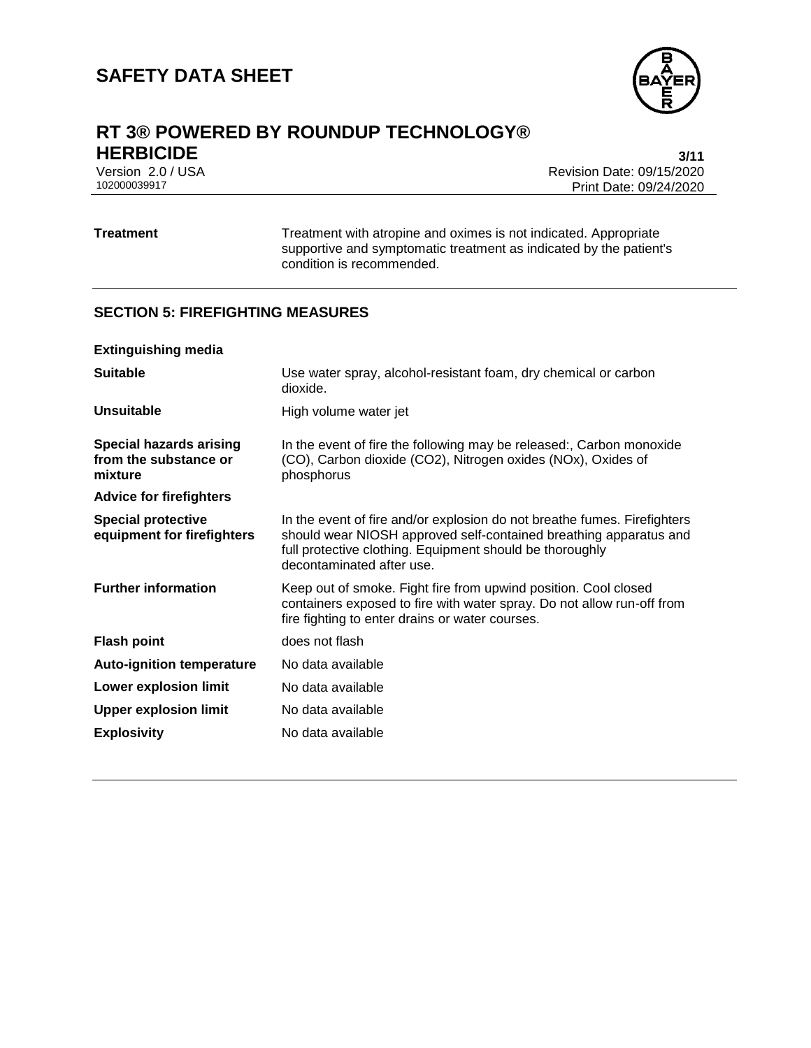| | |
|---|---|
| **Treatment** | Treatment with atropine and oximes is not indicated. Appropriate supportive and symptomatic treatment as indicated by the patient's condition is recommended. |

## SECTION 5: FIREFIGHTING MEASURES

| | |
|---|---|
| **Extinguishing media** | |
| **Suitable** | Use water spray, alcohol-resistant foam, dry chemical or carbon dioxide. |
| **Unsuitable** | High volume water jet |
| **Special hazards arising from the substance or mixture** | In the event of fire the following may be released:, Carbon monoxide (CO), Carbon dioxide ($CO_2$), Nitrogen oxides ($NO_x$), Oxides of phosphorus |
| **Advice for firefighters** | |
| **Special protective equipment for firefighters** | In the event of fire and/or explosion do not breathe fumes. Firefighters should wear NIOSH approved self-contained breathing apparatus and full protective clothing. Equipment should be thoroughly decontaminated after use. |
| **Further information** | Keep out of smoke. Fight fire from upwind position. Cool closed containers exposed to fire with water spray. Do not allow run-off from fire fighting to enter drains or water courses. |
| **Flash point** | does not flash |
| **Auto-ignition temperature** | No data available |
| **Lower explosion limit** | No data available |
| **Upper explosion limit** | No data available |
| **Explosivity** | No data available |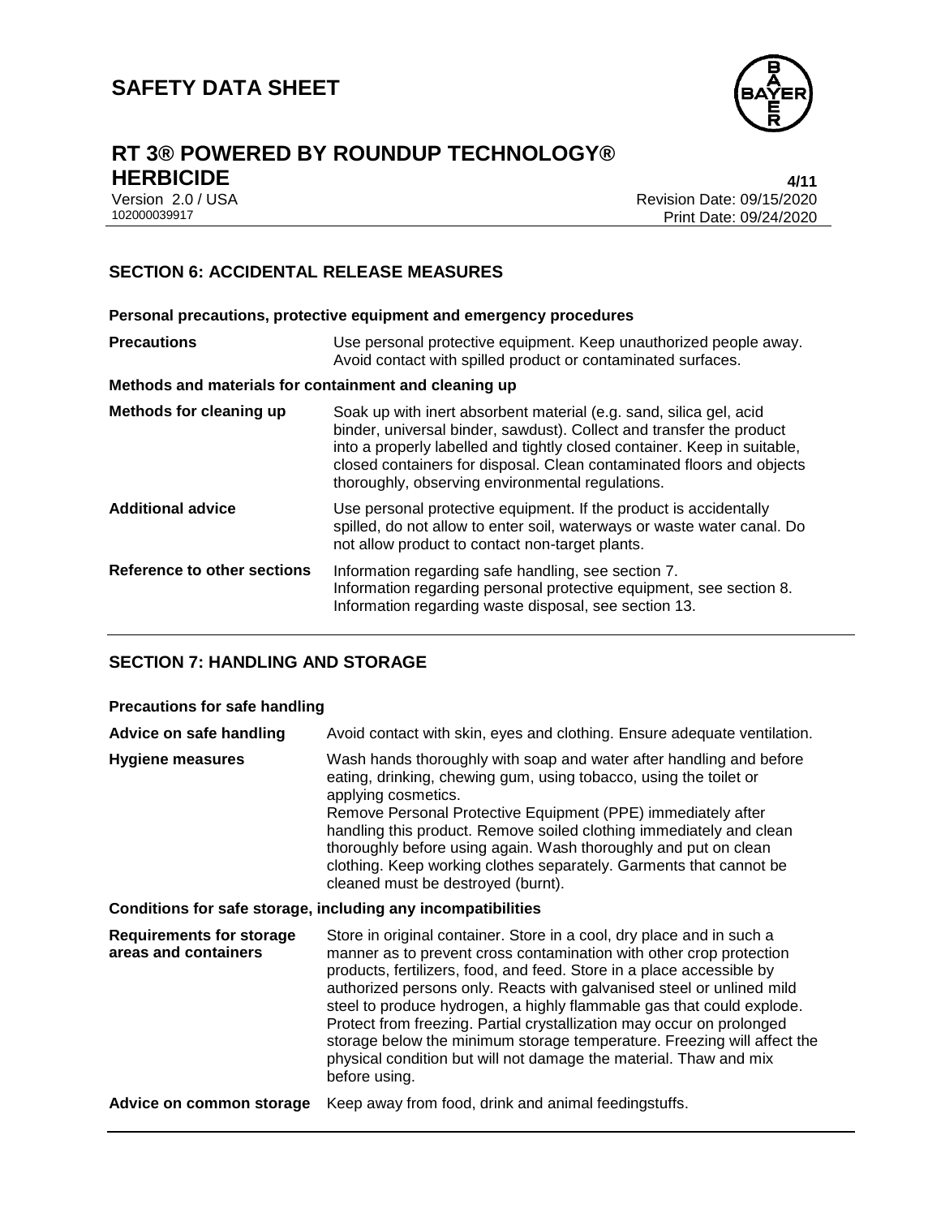## SECTION 6: ACCIDENTAL RELEASE MEASURES

**Personal precautions, protective equipment and emergency procedures**

| | |
|---|---|
| **Precautions** | Use personal protective equipment. Keep unauthorized people away. Avoid contact with spilled product or contaminated surfaces. |

**Methods and materials for containment and cleaning up**

| | |
|---|---|
| **Methods for cleaning up** | Soak up with inert absorbent material (e.g. sand, silica gel, acid binder, universal binder, sawdust). Collect and transfer the product into a properly labelled and tightly closed container. Keep in suitable, closed containers for disposal. Clean contaminated floors and objects thoroughly, observing environmental regulations. |
| **Additional advice** | Use personal protective equipment. If the product is accidentally spilled, do not allow to enter soil, waterways or waste water canal. Do not allow product to contact non-target plants. |
| **Reference to other sections** | Information regarding safe handling, see section 7.<br>Information regarding personal protective equipment, see section 8.<br>Information regarding waste disposal, see section 13. |

## SECTION 7: HANDLING AND STORAGE

**Precautions for safe handling**

| | |
|---|---|
| **Advice on safe handling** | Avoid contact with skin, eyes and clothing. Ensure adequate ventilation. |
| **Hygiene measures** | Wash hands thoroughly with soap and water after handling and before eating, drinking, chewing gum, using tobacco, using the toilet or applying cosmetics.<br>Remove Personal Protective Equipment (PPE) immediately after handling this product. Remove soiled clothing immediately and clean thoroughly before using again. Wash thoroughly and put on clean clothing. Keep working clothes separately. Garments that cannot be cleaned must be destroyed (burnt). |

**Conditions for safe storage, including any incompatibilities**

| | |
|---|---|
| **Requirements for storage areas and containers** | Store in original container. Store in a cool, dry place and in such a manner as to prevent cross contamination with other crop protection products, fertilizers, food, and feed. Store in a place accessible by authorized persons only. Reacts with galvanised steel or unlined mild steel to produce hydrogen, a highly flammable gas that could explode. Protect from freezing. Partial crystallization may occur on prolonged storage below the minimum storage temperature. Freezing will affect the physical condition but will not damage the material. Thaw and mix before using. |
| **Advice on common storage** | Keep away from food, drink and animal feedingstuffs. |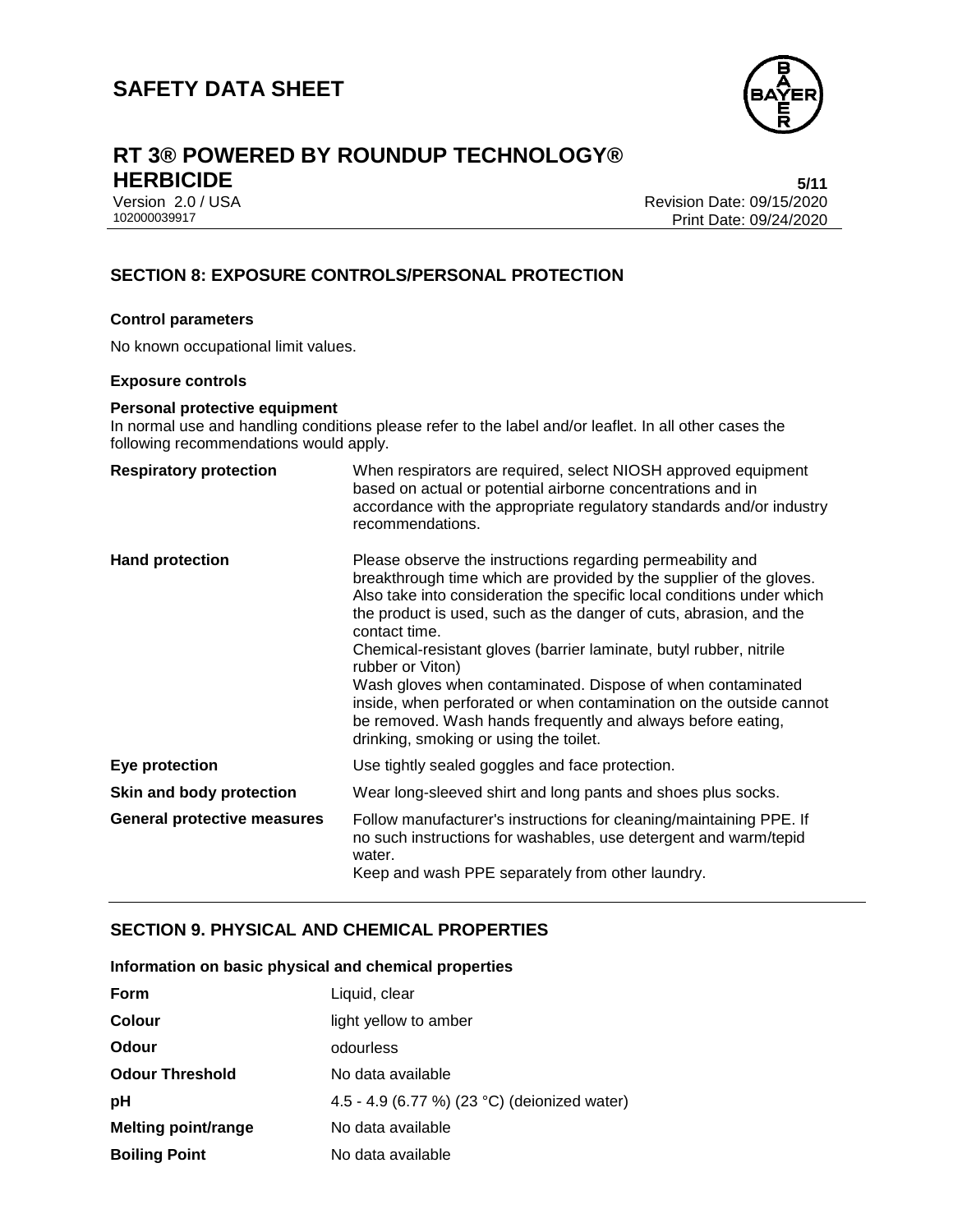## SECTION 8: EXPOSURE CONTROLS/PERSONAL PROTECTION

### Control parameters

No known occupational limit values.

### Exposure controls

**Personal protective equipment**
In normal use and handling conditions please refer to the label and/or leaflet. In all other cases the following recommendations would apply.

| | |
|---|---|
| **Respiratory protection** | When respirators are required, select NIOSH approved equipment based on actual or potential airborne concentrations and in accordance with the appropriate regulatory standards and/or industry recommendations. |
| **Hand protection** | Please observe the instructions regarding permeability and breakthrough time which are provided by the supplier of the gloves. Also take into consideration the specific local conditions under which the product is used, such as the danger of cuts, abrasion, and the contact time.<br>Chemical-resistant gloves (barrier laminate, butyl rubber, nitrile rubber or Viton)<br>Wash gloves when contaminated. Dispose of when contaminated inside, when perforated or when contamination on the outside cannot be removed. Wash hands frequently and always before eating, drinking, smoking or using the toilet. |
| **Eye protection** | Use tightly sealed goggles and face protection. |
| **Skin and body protection** | Wear long-sleeved shirt and long pants and shoes plus socks. |
| **General protective measures** | Follow manufacturer's instructions for cleaning/maintaining PPE. If no such instructions for washables, use detergent and warm/tepid water.<br>Keep and wash PPE separately from other laundry. |

## SECTION 9. PHYSICAL AND CHEMICAL PROPERTIES

### Information on basic physical and chemical properties

| | |
|---|---|
| **Form** | Liquid, clear |
| **Colour** | light yellow to amber |
| **Odour** | odourless |
| **Odour Threshold** | No data available |
| **pH** | 4.5 - 4.9 (6.77 %) (23 °C) (deionized water) |
| **Melting point/range** | No data available |
| **Boiling Point** | No data available |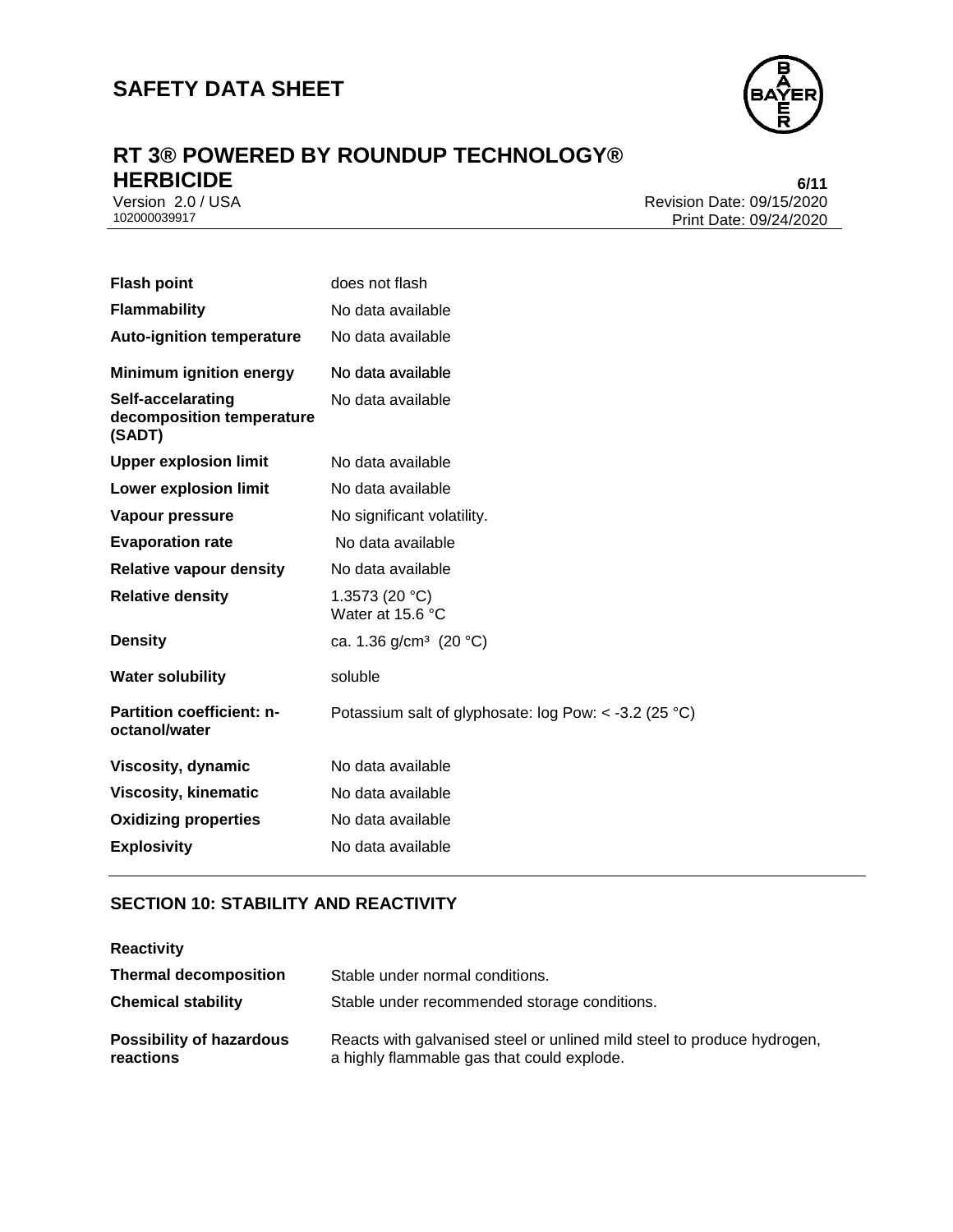| | |
|---|---|
| **Flash point** | does not flash |
| **Flammability** | No data available |
| **Auto-ignition temperature** | No data available |
| **Minimum ignition energy** | No data available |
| **Self-accelarating decomposition temperature (SADT)** | No data available |
| **Upper explosion limit** | No data available |
| **Lower explosion limit** | No data available |
| **Vapour pressure** | No significant volatility. |
| **Evaporation rate** | No data available |
| **Relative vapour density** | No data available |
| **Relative density** | 1.3573 (20 °C)<br>Water at 15.6 °C |
| **Density** | ca. 1.36 g/cm³ (20 °C) |
| **Water solubility** | soluble |
| **Partition coefficient: n-octanol/water** | Potassium salt of glyphosate: log Pow: < -3.2 (25 °C) |
| **Viscosity, dynamic** | No data available |
| **Viscosity, kinematic** | No data available |
| **Oxidizing properties** | No data available |
| **Explosivity** | No data available |

## SECTION 10: STABILITY AND REACTIVITY

**Reactivity**

| | |
|---|---|
| **Thermal decomposition** | Stable under normal conditions. |
| **Chemical stability** | Stable under recommended storage conditions. |
| **Possibility of hazardous reactions** | Reacts with galvanised steel or unlined mild steel to produce hydrogen, a highly flammable gas that could explode. |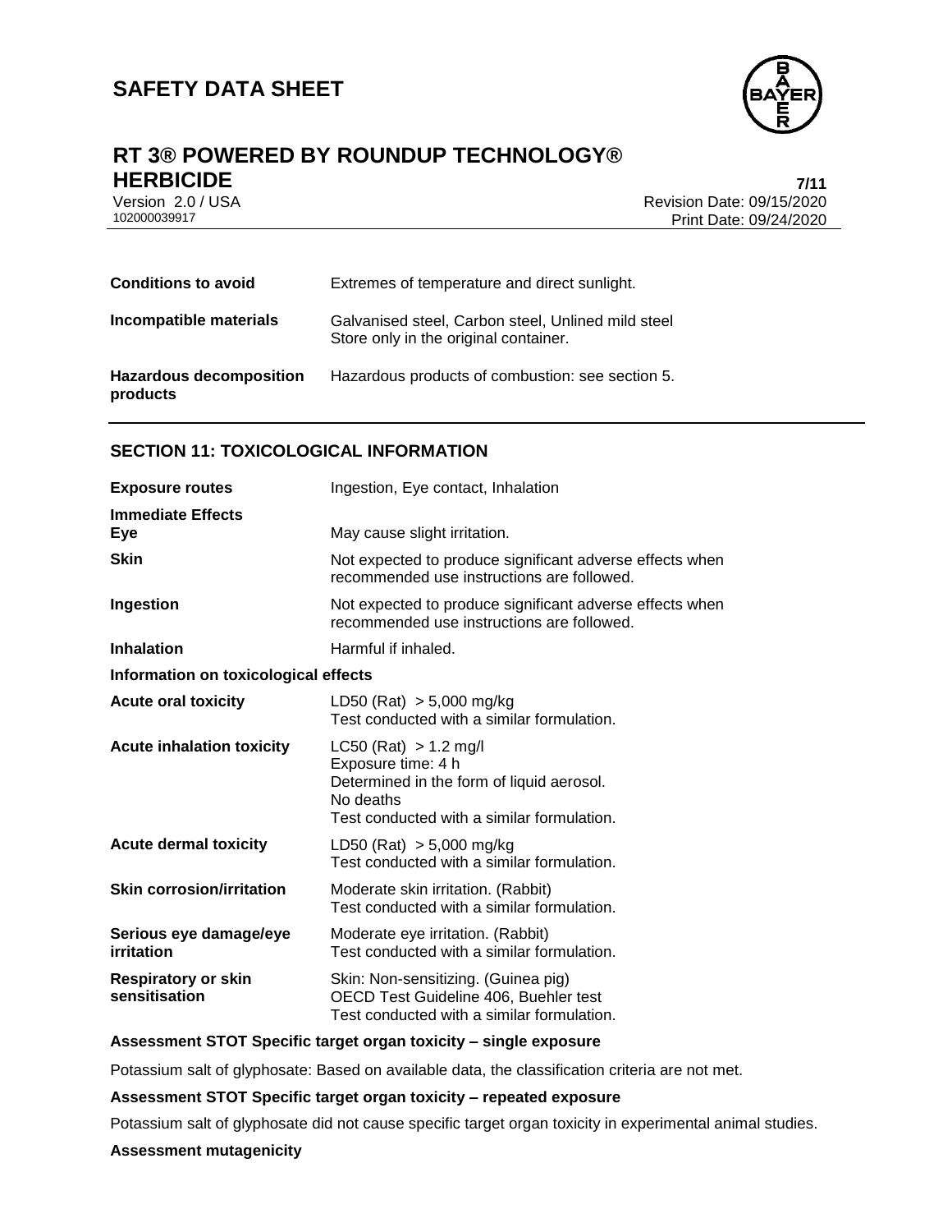| | |
|---|---|
| **Conditions to avoid** | Extremes of temperature and direct sunlight. |
| **Incompatible materials** | Galvanised steel, Carbon steel, Unlined mild steel<br>Store only in the original container. |
| **Hazardous decomposition products** | Hazardous products of combustion: see section 5. |

## SECTION 11: TOXICOLOGICAL INFORMATION

| | |
|---|---|
| **Exposure routes** | Ingestion, Eye contact, Inhalation |
| **Immediate Effects**<br>**Eye** | May cause slight irritation. |
| **Skin** | Not expected to produce significant adverse effects when recommended use instructions are followed. |
| **Ingestion** | Not expected to produce significant adverse effects when recommended use instructions are followed. |
| **Inhalation** | Harmful if inhaled. |

**Information on toxicological effects**

| | |
|---|---|
| **Acute oral toxicity** | LD50 (Rat) > 5,000 mg/kg<br>Test conducted with a similar formulation. |
| **Acute inhalation toxicity** | LC50 (Rat) > 1.2 mg/l<br>Exposure time: 4 h<br>Determined in the form of liquid aerosol.<br>No deaths<br>Test conducted with a similar formulation. |
| **Acute dermal toxicity** | LD50 (Rat) > 5,000 mg/kg<br>Test conducted with a similar formulation. |
| **Skin corrosion/irritation** | Moderate skin irritation. (Rabbit)<br>Test conducted with a similar formulation. |
| **Serious eye damage/eye irritation** | Moderate eye irritation. (Rabbit)<br>Test conducted with a similar formulation. |
| **Respiratory or skin sensitisation** | Skin: Non-sensitizing. (Guinea pig)<br>OECD Test Guideline 406, Buehler test<br>Test conducted with a similar formulation. |

**Assessment STOT Specific target organ toxicity – single exposure**

Potassium salt of glyphosate: Based on available data, the classification criteria are not met.

**Assessment STOT Specific target organ toxicity – repeated exposure**

Potassium salt of glyphosate did not cause specific target organ toxicity in experimental animal studies.

**Assessment mutagenicity**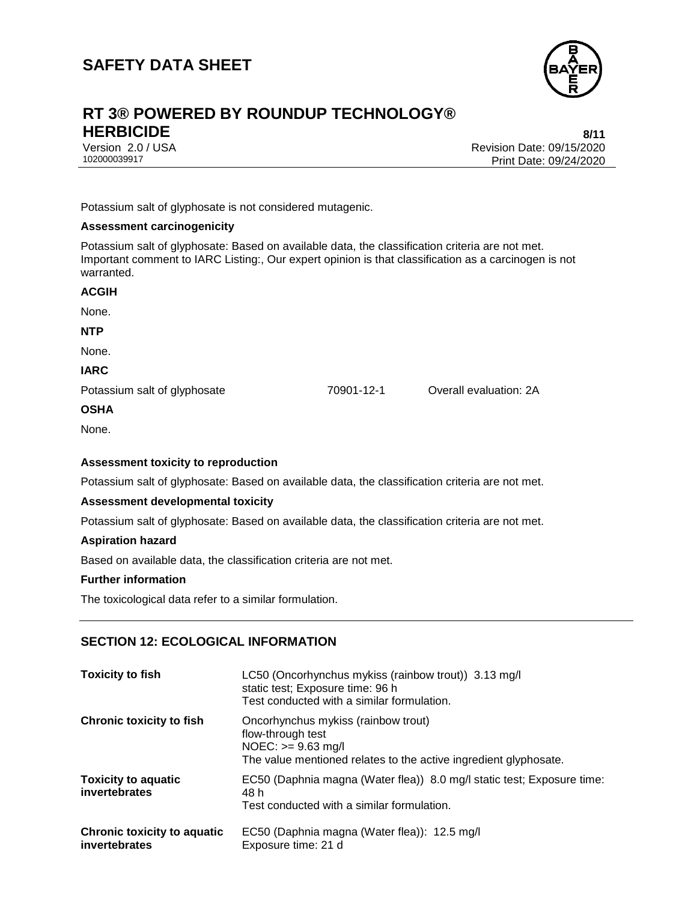Potassium salt of glyphosate is not considered mutagenic.

**Assessment carcinogenicity**

Potassium salt of glyphosate: Based on available data, the classification criteria are not met.
Important comment to IARC Listing:, Our expert opinion is that classification as a carcinogen is not warranted.

**ACGIH**

None.

**NTP**

None.

**IARC**

| | | |
|---|---|---|
| Potassium salt of glyphosate | 70901-12-1 | Overall evaluation: 2A |

**OSHA**

None.

**Assessment toxicity to reproduction**

Potassium salt of glyphosate: Based on available data, the classification criteria are not met.

**Assessment developmental toxicity**

Potassium salt of glyphosate: Based on available data, the classification criteria are not met.

**Aspiration hazard**

Based on available data, the classification criteria are not met.

**Further information**

The toxicological data refer to a similar formulation.

## SECTION 12: ECOLOGICAL INFORMATION

| | |
|---|---|
| **Toxicity to fish** | LC50 (Oncorhynchus mykiss (rainbow trout)) 3.13 mg/l<br>static test; Exposure time: 96 h<br>Test conducted with a similar formulation. |
| **Chronic toxicity to fish** | Oncorhynchus mykiss (rainbow trout)<br>flow-through test<br>NOEC: >= 9.63 mg/l<br>The value mentioned relates to the active ingredient glyphosate. |
| **Toxicity to aquatic invertebrates** | EC50 (Daphnia magna (Water flea)) 8.0 mg/l static test; Exposure time: 48 h<br>Test conducted with a similar formulation. |
| **Chronic toxicity to aquatic invertebrates** | EC50 (Daphnia magna (Water flea)): 12.5 mg/l<br>Exposure time: 21 d |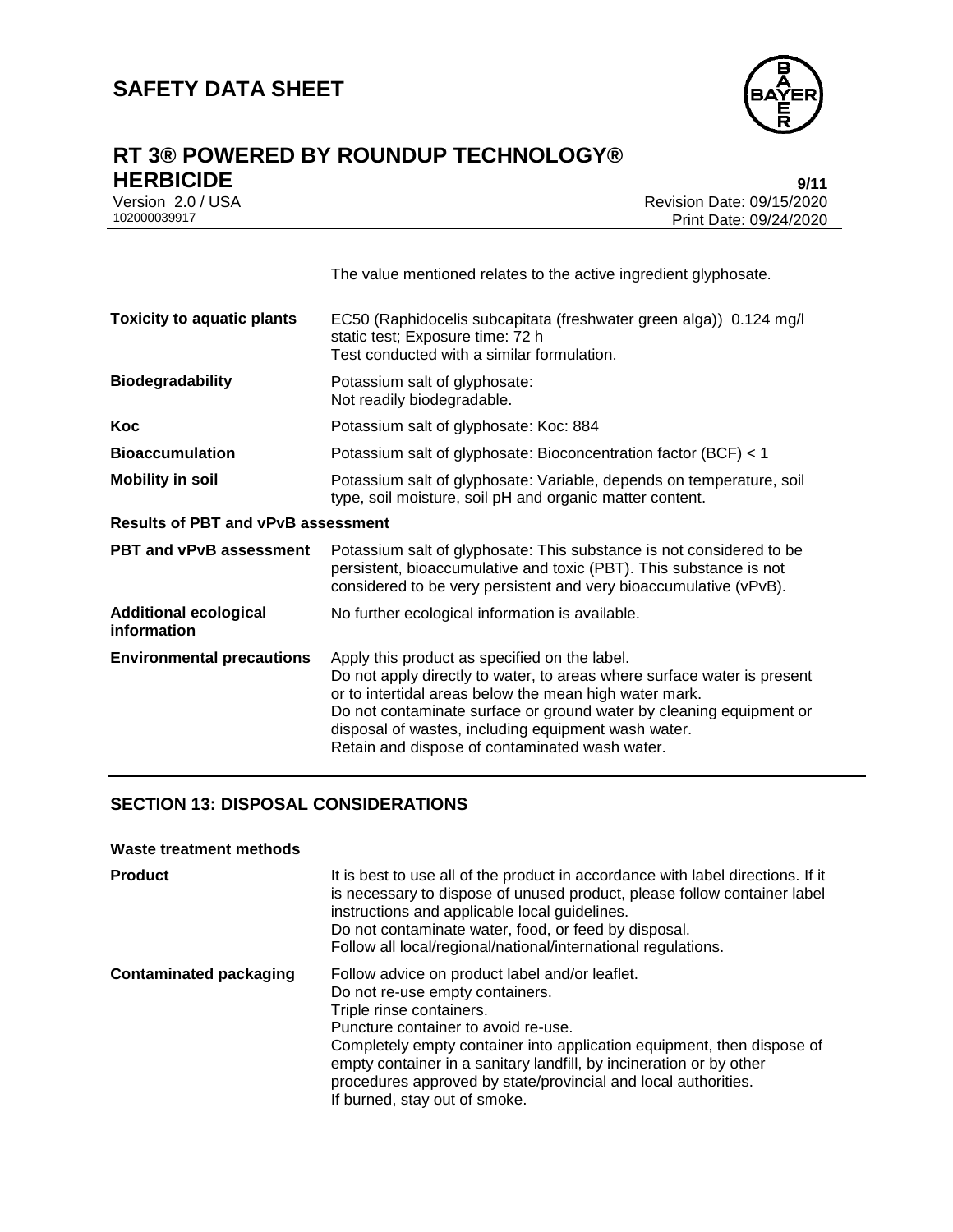The value mentioned relates to the active ingredient glyphosate.

| | |
|---|---|
| **Toxicity to aquatic plants** | EC50 (Raphidocelis subcapitata (freshwater green alga)) 0.124 mg/l<br>static test; Exposure time: 72 h<br>Test conducted with a similar formulation. |
| **Biodegradability** | Potassium salt of glyphosate:<br>Not readily biodegradable. |
| **Koc** | Potassium salt of glyphosate: Koc: 884 |
| **Bioaccumulation** | Potassium salt of glyphosate: Bioconcentration factor (BCF) < 1 |
| **Mobility in soil** | Potassium salt of glyphosate: Variable, depends on temperature, soil type, soil moisture, soil pH and organic matter content. |

**Results of PBT and vPvB assessment**

| | |
|---|---|
| **PBT and vPvB assessment** | Potassium salt of glyphosate: This substance is not considered to be persistent, bioaccumulative and toxic (PBT). This substance is not considered to be very persistent and very bioaccumulative (vPvB). |
| **Additional ecological information** | No further ecological information is available. |
| **Environmental precautions** | Apply this product as specified on the label.<br>Do not apply directly to water, to areas where surface water is present or to intertidal areas below the mean high water mark.<br>Do not contaminate surface or ground water by cleaning equipment or disposal of wastes, including equipment wash water.<br>Retain and dispose of contaminated wash water. |

## SECTION 13: DISPOSAL CONSIDERATIONS

**Waste treatment methods**

| | |
|---|---|
| **Product** | It is best to use all of the product in accordance with label directions. If it is necessary to dispose of unused product, please follow container label instructions and applicable local guidelines.<br>Do not contaminate water, food, or feed by disposal.<br>Follow all local/regional/national/international regulations. |
| **Contaminated packaging** | Follow advice on product label and/or leaflet.<br>Do not re-use empty containers.<br>Triple rinse containers.<br>Puncture container to avoid re-use.<br>Completely empty container into application equipment, then dispose of empty container in a sanitary landfill, by incineration or by other procedures approved by state/provincial and local authorities.<br>If burned, stay out of smoke. |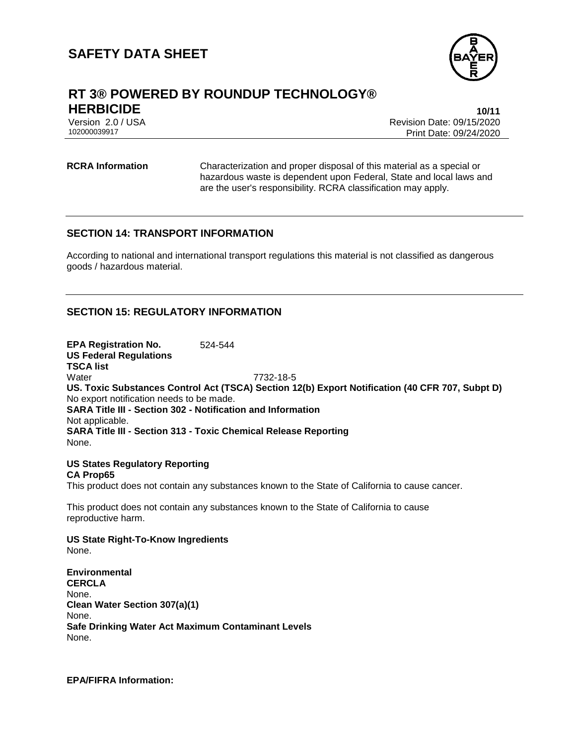**RCRA Information** Characterization and proper disposal of this material as a special or hazardous waste is dependent upon Federal, State and local laws and are the user's responsibility. RCRA classification may apply.

## SECTION 14: TRANSPORT INFORMATION

According to national and international transport regulations this material is not classified as dangerous goods / hazardous material.

## SECTION 15: REGULATORY INFORMATION

**EPA Registration No.** 524-544

**US Federal Regulations**

**TSCA list**

Water 7732-18-5

**US. Toxic Substances Control Act (TSCA) Section 12(b) Export Notification (40 CFR 707, Subpt D)**

No export notification needs to be made.

**SARA Title III - Section 302 - Notification and Information**

Not applicable.

**SARA Title III - Section 313 - Toxic Chemical Release Reporting**

None.

**US States Regulatory Reporting**

**CA Prop65**

This product does not contain any substances known to the State of California to cause cancer.

This product does not contain any substances known to the State of California to cause reproductive harm.

**US State Right-To-Know Ingredients**

None.

**Environmental**

**CERCLA**

None.

**Clean Water Section 307(a)(1)**

None.

**Safe Drinking Water Act Maximum Contaminant Levels**

None.

**EPA/FIFRA Information:**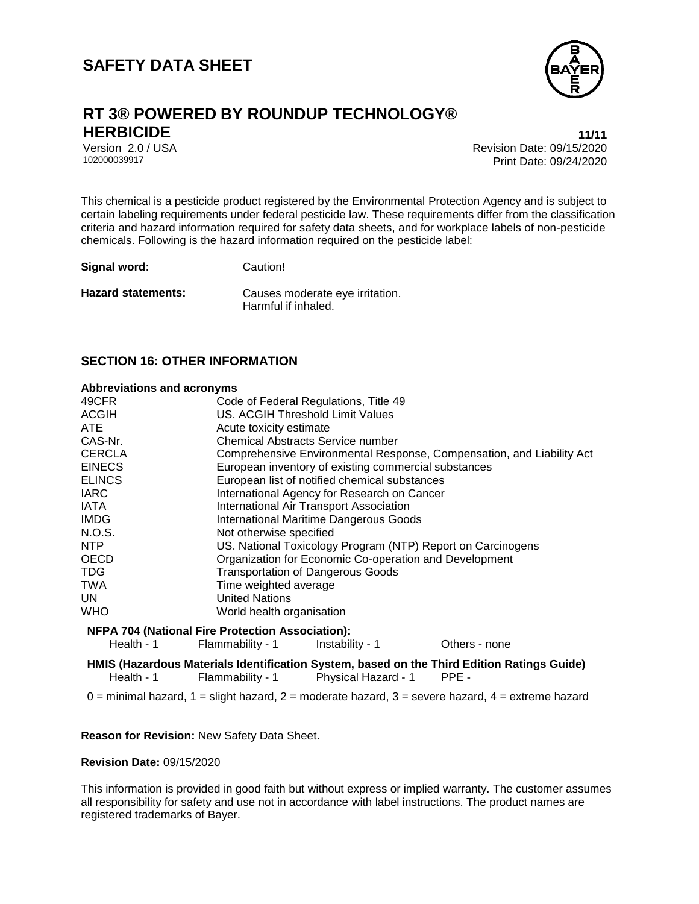This chemical is a pesticide product registered by the Environmental Protection Agency and is subject to certain labeling requirements under federal pesticide law. These requirements differ from the classification criteria and hazard information required for safety data sheets, and for workplace labels of non-pesticide chemicals. Following is the hazard information required on the pesticide label:

**Signal word:** Caution!

**Hazard statements:** Causes moderate eye irritation.
Harmful if inhaled.

## SECTION 16: OTHER INFORMATION

**Abbreviations and acronyms**

| | |
|---|---|
| 49CFR | Code of Federal Regulations, Title 49 |
| ACGIH | US. ACGIH Threshold Limit Values |
| ATE | Acute toxicity estimate |
| CAS-Nr. | Chemical Abstracts Service number |
| CERCLA | Comprehensive Environmental Response, Compensation, and Liability Act |
| EINECS | European inventory of existing commercial substances |
| ELINCS | European list of notified chemical substances |
| IARC | International Agency for Research on Cancer |
| IATA | International Air Transport Association |
| IMDG | International Maritime Dangerous Goods |
| N.O.S. | Not otherwise specified |
| NTP | US. National Toxicology Program (NTP) Report on Carcinogens |
| OECD | Organization for Economic Co-operation and Development |
| TDG | Transportation of Dangerous Goods |
| TWA | Time weighted average |
| UN | United Nations |
| WHO | World health organisation |

**NFPA 704 (National Fire Protection Association):**

Health - 1 Flammability - 1 Instability - 1 Others - none

**HMIS (Hazardous Materials Identification System, based on the Third Edition Ratings Guide)**

Health - 1 Flammability - 1 Physical Hazard - 1 PPE -

0 = minimal hazard, 1 = slight hazard, 2 = moderate hazard, 3 = severe hazard, 4 = extreme hazard

**Reason for Revision:** New Safety Data Sheet.

**Revision Date:** 09/15/2020

This information is provided in good faith but without express or implied warranty. The customer assumes all responsibility for safety and use not in accordance with label instructions. The product names are registered trademarks of Bayer.